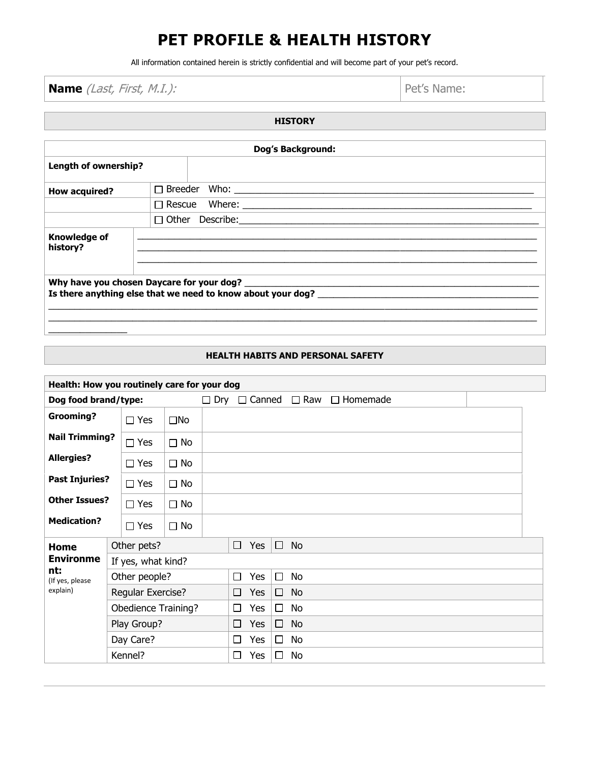# PET PROFILE & HEALTH HISTORY

All information contained herein is strictly confidential and will become part of your pet's record.

| **Name** *(Last, First, M.I.):* | Pet's Name: |
|---|---|

## HISTORY

| **Dog's Background:** | |
|---|---|
| **Length of ownership?** | |
| **How acquired?** | ☐ Breeder Who: ____________________________________________ |
| | ☐ Rescue Where: ____________________________________________ |
| | ☐ Other Describe: ____________________________________________ |
| **Knowledge of history?** | ____________________________________________<br>____________________________________________<br>____________________________________________ |

**Why have you chosen Daycare for your dog?** ____________________________________________
**Is there anything else that we need to know about your dog?** ____________________________________________
____________________________________________
____________________________________________
_______________

## HEALTH HABITS AND PERSONAL SAFETY

**Health: How you routinely care for your dog**

**Dog food brand/type:** ☐ Dry ☐ Canned ☐ Raw ☐ Homemade

| | | | |
|---|---|---|---|
| **Grooming?** | ☐ Yes | ☐No | |
| **Nail Trimming?** | ☐ Yes | ☐ No | |
| **Allergies?** | ☐ Yes | ☐ No | |
| **Past Injuries?** | ☐ Yes | ☐ No | |
| **Other Issues?** | ☐ Yes | ☐ No | |
| **Medication?** | ☐ Yes | ☐ No | |

| **Home Environment:** (If yes, please explain) | | | |
|---|---|---|---|
| | Other pets? | ☐ Yes | ☐ No |
| | If yes, what kind? | | |
| | Other people? | ☐ Yes | ☐ No |
| | Regular Exercise? | ☐ Yes | ☐ No |
| | Obedience Training? | ☐ Yes | ☐ No |
| | Play Group? | ☐ Yes | ☐ No |
| | Day Care? | ☐ Yes | ☐ No |
| | Kennel? | ☐ Yes | ☐ No |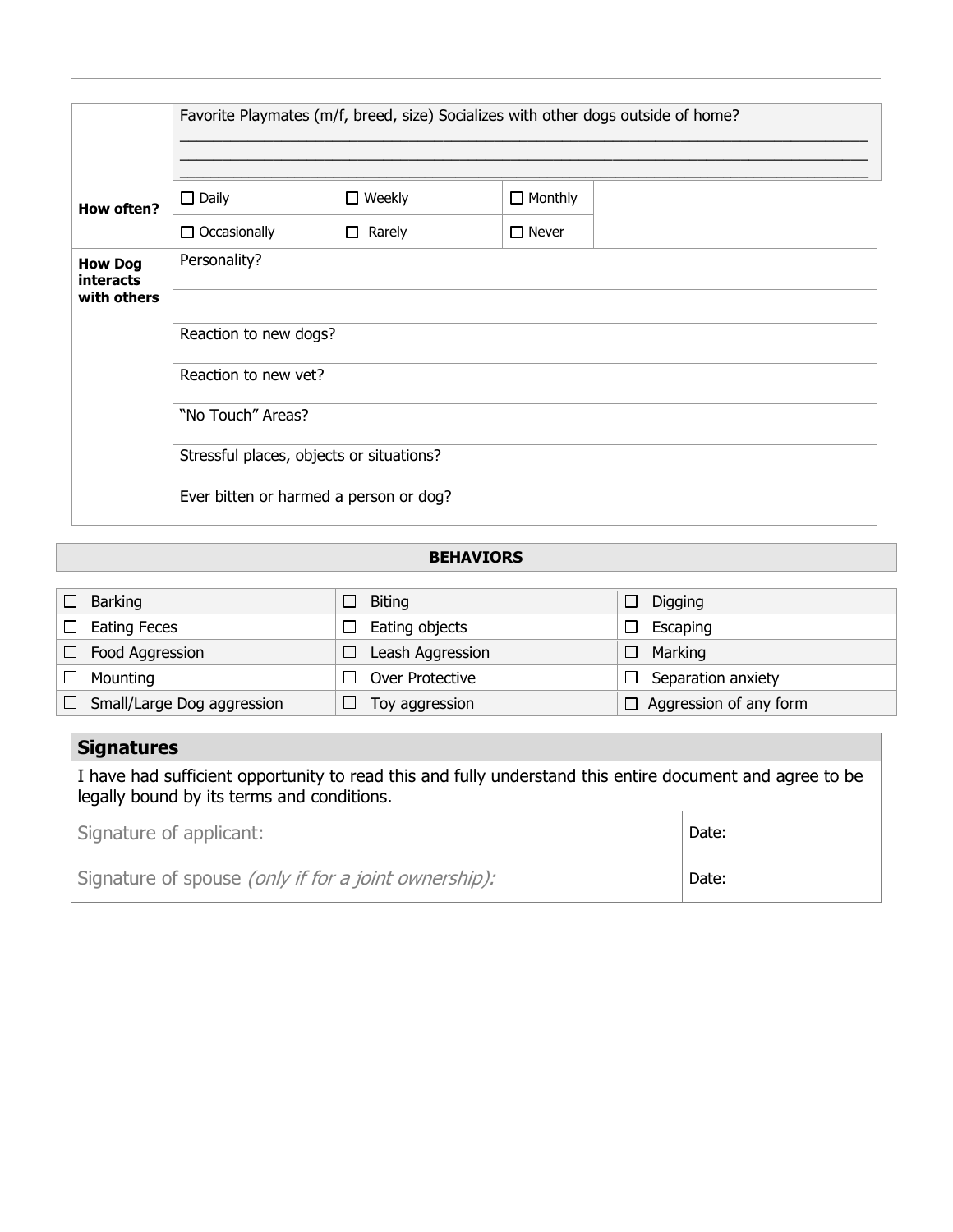| | | | | |
|---|---|---|---|---|
| | Favorite Playmates (m/f, breed, size) Socializes with other dogs outside of home? | | | |
| **How often?** | ☐ Daily | ☐ Weekly | ☐ Monthly | |
| | ☐ Occasionally | ☐ Rarely | ☐ Never | |
| **How Dog interacts with others** | Personality? | | | |
| | | | | |
| | Reaction to new dogs? | | | |
| | Reaction to new vet? | | | |
| | "No Touch" Areas? | | | |
| | Stressful places, objects or situations? | | | |
| | Ever bitten or harmed a person or dog? | | | |

**BEHAVIORS**

| | | |
|---|---|---|
| ☐ Barking | ☐ Biting | ☐ Digging |
| ☐ Eating Feces | ☐ Eating objects | ☐ Escaping |
| ☐ Food Aggression | ☐ Leash Aggression | ☐ Marking |
| ☐ Mounting | ☐ Over Protective | ☐ Separation anxiety |
| ☐ Small/Large Dog aggression | ☐ Toy aggression | ☐ Aggression of any form |

## Signatures

I have had sufficient opportunity to read this and fully understand this entire document and agree to be legally bound by its terms and conditions.

| | |
|---|---|
| Signature of applicant: | Date: |
| Signature of spouse *(only if for a joint ownership):* | Date: |